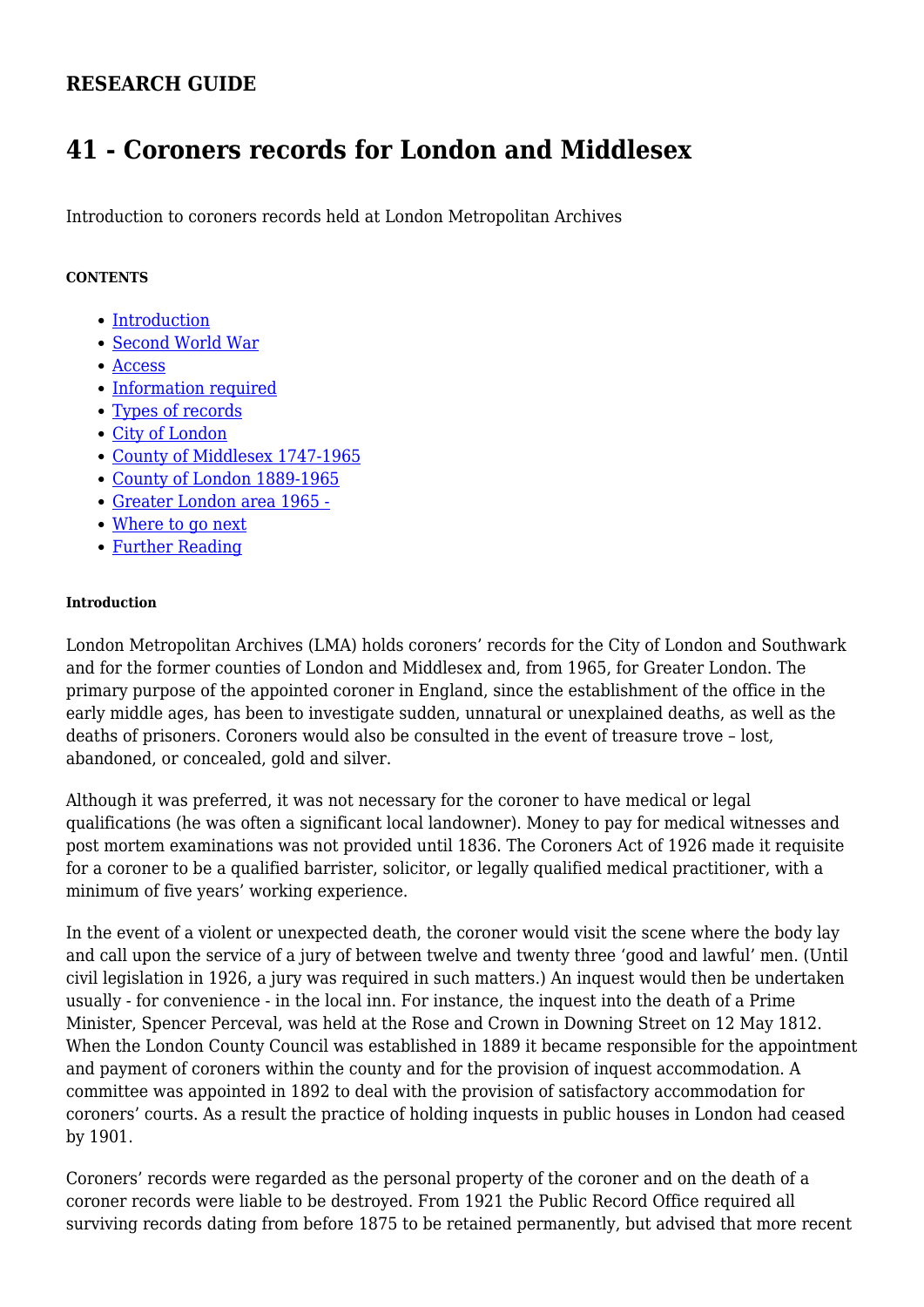## RESEARCH GUIDE

# 41 - Coroners records for London and Middlesex

Introduction to coroners records held at London Metropolitan Archives

##### CONTENTS

- [Introduction]
- [Second World War]
- [Access]
- [Information required]
- [Types of records]
- [City of London]
- [County of Middlesex 1747-1965]
- [County of London 1889-1965]
- [Greater London area 1965 -]
- [Where to go next]
- [Further Reading]

###### Introduction

London Metropolitan Archives (LMA) holds coroners' records for the City of London and Southwark and for the former counties of London and Middlesex and, from 1965, for Greater London. The primary purpose of the appointed coroner in England, since the establishment of the office in the early middle ages, has been to investigate sudden, unnatural or unexplained deaths, as well as the deaths of prisoners. Coroners would also be consulted in the event of treasure trove – lost, abandoned, or concealed, gold and silver.

Although it was preferred, it was not necessary for the coroner to have medical or legal qualifications (he was often a significant local landowner). Money to pay for medical witnesses and post mortem examinations was not provided until 1836. The Coroners Act of 1926 made it requisite for a coroner to be a qualified barrister, solicitor, or legally qualified medical practitioner, with a minimum of five years' working experience.

In the event of a violent or unexpected death, the coroner would visit the scene where the body lay and call upon the service of a jury of between twelve and twenty three 'good and lawful' men. (Until civil legislation in 1926, a jury was required in such matters.) An inquest would then be undertaken usually - for convenience - in the local inn. For instance, the inquest into the death of a Prime Minister, Spencer Perceval, was held at the Rose and Crown in Downing Street on 12 May 1812. When the London County Council was established in 1889 it became responsible for the appointment and payment of coroners within the county and for the provision of inquest accommodation. A committee was appointed in 1892 to deal with the provision of satisfactory accommodation for coroners' courts. As a result the practice of holding inquests in public houses in London had ceased by 1901.

Coroners' records were regarded as the personal property of the coroner and on the death of a coroner records were liable to be destroyed. From 1921 the Public Record Office required all surviving records dating from before 1875 to be retained permanently, but advised that more recent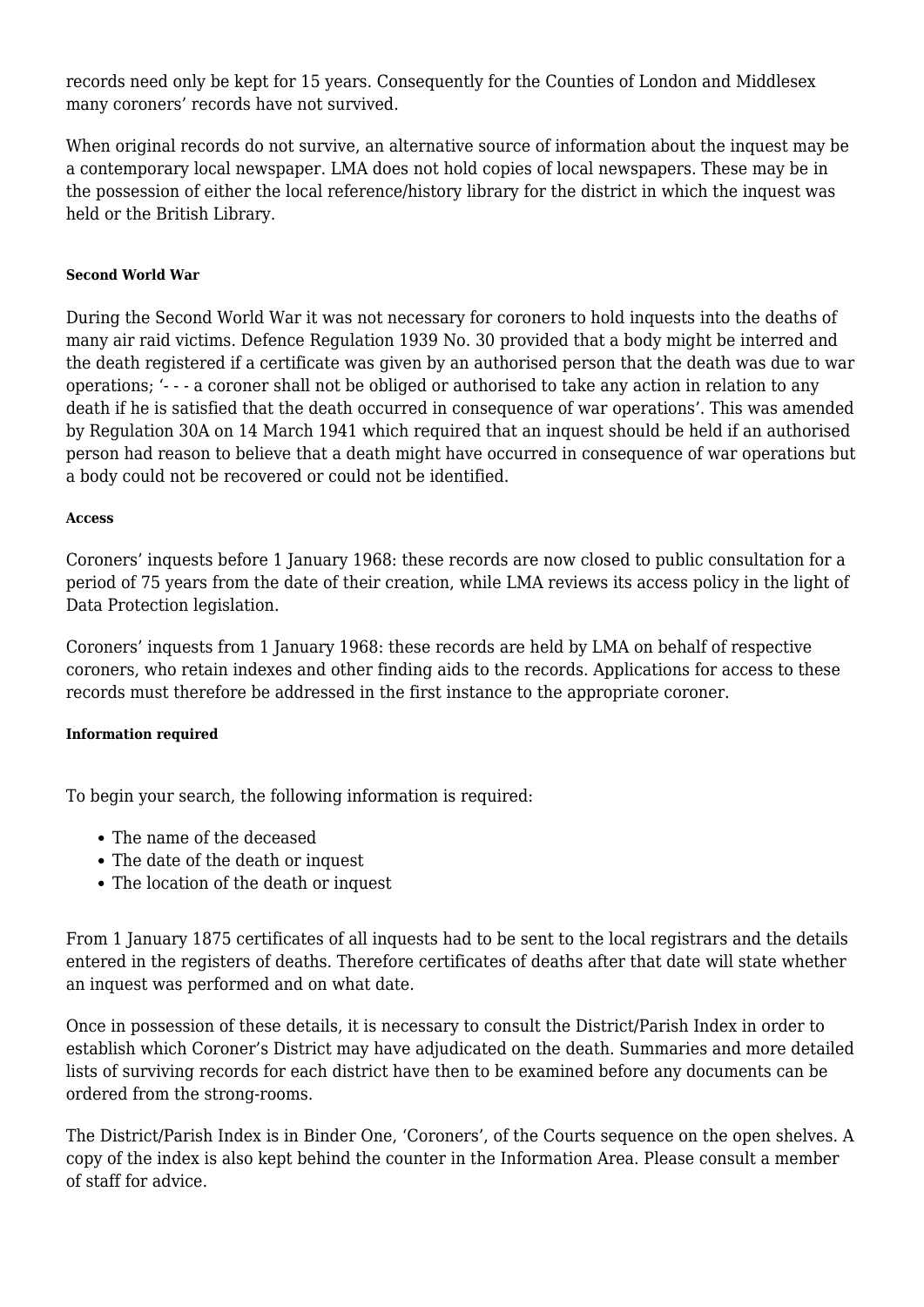records need only be kept for 15 years. Consequently for the Counties of London and Middlesex many coroners' records have not survived.

When original records do not survive, an alternative source of information about the inquest may be a contemporary local newspaper. LMA does not hold copies of local newspapers. These may be in the possession of either the local reference/history library for the district in which the inquest was held or the British Library.

##### Second World War

During the Second World War it was not necessary for coroners to hold inquests into the deaths of many air raid victims. Defence Regulation 1939 No. 30 provided that a body might be interred and the death registered if a certificate was given by an authorised person that the death was due to war operations; '- - - a coroner shall not be obliged or authorised to take any action in relation to any death if he is satisfied that the death occurred in consequence of war operations'. This was amended by Regulation 30A on 14 March 1941 which required that an inquest should be held if an authorised person had reason to believe that a death might have occurred in consequence of war operations but a body could not be recovered or could not be identified.

##### Access

Coroners' inquests before 1 January 1968: these records are now closed to public consultation for a period of 75 years from the date of their creation, while LMA reviews its access policy in the light of Data Protection legislation.

Coroners' inquests from 1 January 1968: these records are held by LMA on behalf of respective coroners, who retain indexes and other finding aids to the records. Applications for access to these records must therefore be addressed in the first instance to the appropriate coroner.

##### Information required

To begin your search, the following information is required:

- The name of the deceased
- The date of the death or inquest
- The location of the death or inquest

From 1 January 1875 certificates of all inquests had to be sent to the local registrars and the details entered in the registers of deaths. Therefore certificates of deaths after that date will state whether an inquest was performed and on what date.

Once in possession of these details, it is necessary to consult the District/Parish Index in order to establish which Coroner's District may have adjudicated on the death. Summaries and more detailed lists of surviving records for each district have then to be examined before any documents can be ordered from the strong-rooms.

The District/Parish Index is in Binder One, 'Coroners', of the Courts sequence on the open shelves. A copy of the index is also kept behind the counter in the Information Area. Please consult a member of staff for advice.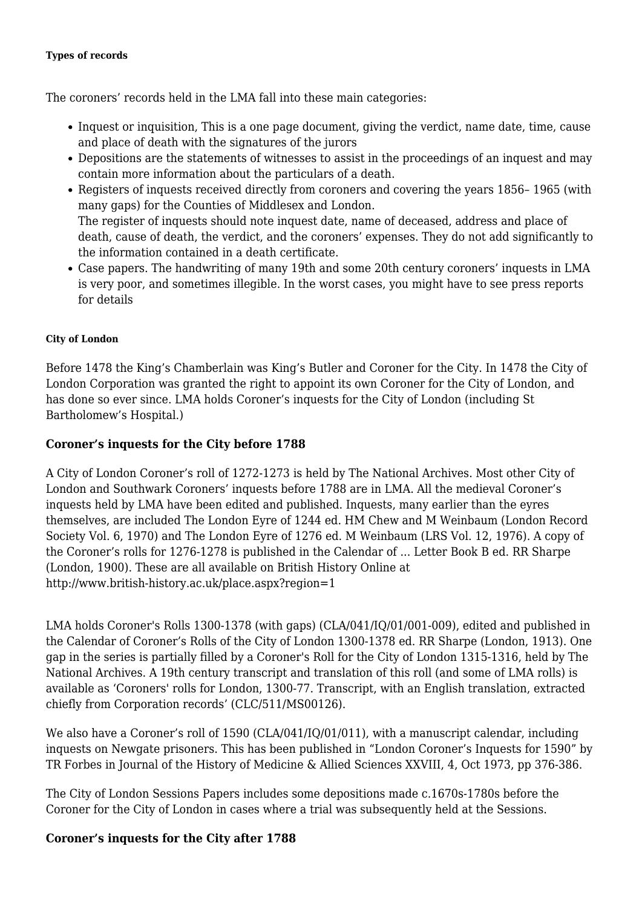#### Types of records

The coroners' records held in the LMA fall into these main categories:

- Inquest or inquisition, This is a one page document, giving the verdict, name date, time, cause and place of death with the signatures of the jurors
- Depositions are the statements of witnesses to assist in the proceedings of an inquest and may contain more information about the particulars of a death.
- Registers of inquests received directly from coroners and covering the years 1856– 1965 (with many gaps) for the Counties of Middlesex and London.
  The register of inquests should note inquest date, name of deceased, address and place of death, cause of death, the verdict, and the coroners' expenses. They do not add significantly to the information contained in a death certificate.
- Case papers. The handwriting of many 19th and some 20th century coroners' inquests in LMA is very poor, and sometimes illegible. In the worst cases, you might have to see press reports for details

#### City of London

Before 1478 the King's Chamberlain was King's Butler and Coroner for the City. In 1478 the City of London Corporation was granted the right to appoint its own Coroner for the City of London, and has done so ever since. LMA holds Coroner's inquests for the City of London (including St Bartholomew's Hospital.)

### Coroner's inquests for the City before 1788

A City of London Coroner's roll of 1272-1273 is held by The National Archives. Most other City of London and Southwark Coroners' inquests before 1788 are in LMA. All the medieval Coroner's inquests held by LMA have been edited and published. Inquests, many earlier than the eyres themselves, are included The London Eyre of 1244 ed. HM Chew and M Weinbaum (London Record Society Vol. 6, 1970) and The London Eyre of 1276 ed. M Weinbaum (LRS Vol. 12, 1976). A copy of the Coroner's rolls for 1276-1278 is published in the Calendar of ... Letter Book B ed. RR Sharpe (London, 1900). These are all available on British History Online at http://www.british-history.ac.uk/place.aspx?region=1

LMA holds Coroner's Rolls 1300-1378 (with gaps) (CLA/041/IQ/01/001-009), edited and published in the Calendar of Coroner's Rolls of the City of London 1300-1378 ed. RR Sharpe (London, 1913). One gap in the series is partially filled by a Coroner's Roll for the City of London 1315-1316, held by The National Archives. A 19th century transcript and translation of this roll (and some of LMA rolls) is available as 'Coroners' rolls for London, 1300-77. Transcript, with an English translation, extracted chiefly from Corporation records' (CLC/511/MS00126).

We also have a Coroner's roll of 1590 (CLA/041/IQ/01/011), with a manuscript calendar, including inquests on Newgate prisoners. This has been published in "London Coroner's Inquests for 1590" by TR Forbes in Journal of the History of Medicine & Allied Sciences XXVIII, 4, Oct 1973, pp 376-386.

The City of London Sessions Papers includes some depositions made c.1670s-1780s before the Coroner for the City of London in cases where a trial was subsequently held at the Sessions.

### Coroner's inquests for the City after 1788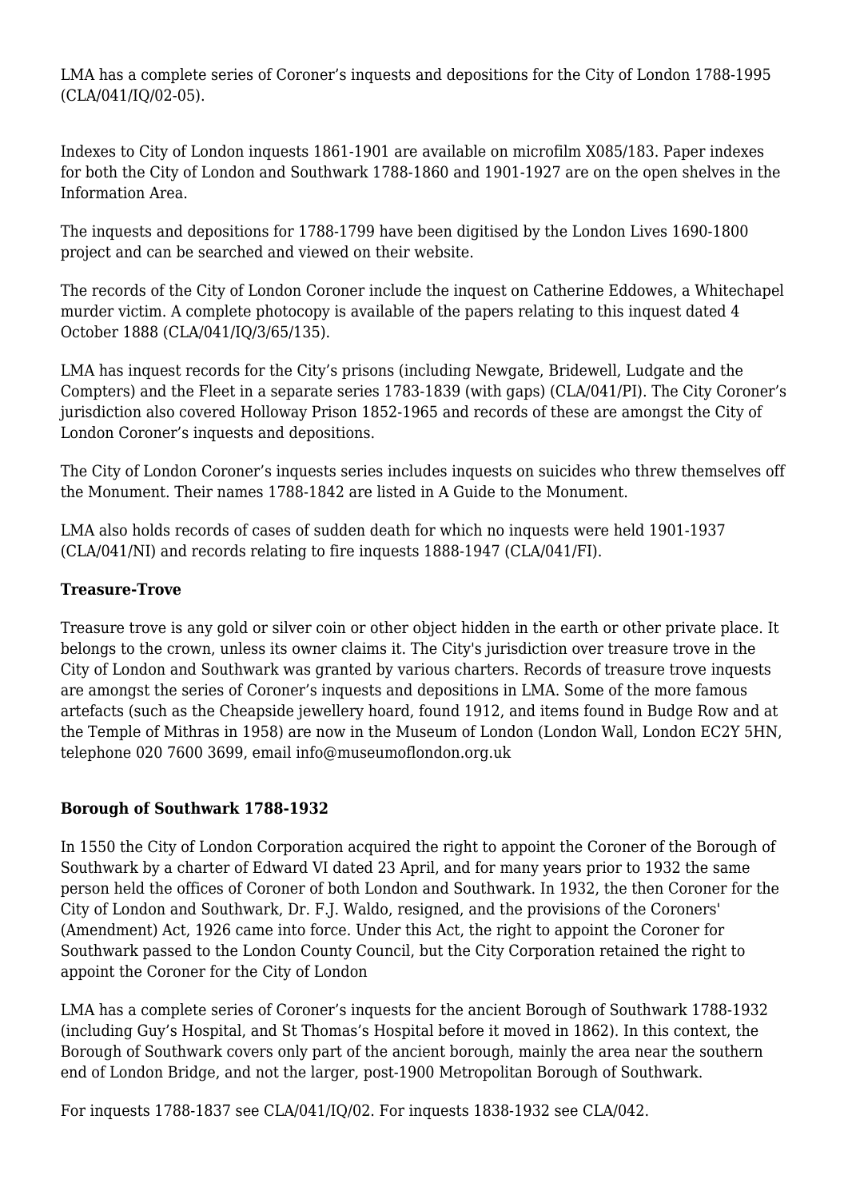LMA has a complete series of Coroner's inquests and depositions for the City of London 1788-1995 (CLA/041/IQ/02-05).

Indexes to City of London inquests 1861-1901 are available on microfilm X085/183. Paper indexes for both the City of London and Southwark 1788-1860 and 1901-1927 are on the open shelves in the Information Area.

The inquests and depositions for 1788-1799 have been digitised by the London Lives 1690-1800 project and can be searched and viewed on their website.

The records of the City of London Coroner include the inquest on Catherine Eddowes, a Whitechapel murder victim. A complete photocopy is available of the papers relating to this inquest dated 4 October 1888 (CLA/041/IQ/3/65/135).

LMA has inquest records for the City's prisons (including Newgate, Bridewell, Ludgate and the Compters) and the Fleet in a separate series 1783-1839 (with gaps) (CLA/041/PI). The City Coroner's jurisdiction also covered Holloway Prison 1852-1965 and records of these are amongst the City of London Coroner's inquests and depositions.

The City of London Coroner's inquests series includes inquests on suicides who threw themselves off the Monument. Their names 1788-1842 are listed in A Guide to the Monument.

LMA also holds records of cases of sudden death for which no inquests were held 1901-1937 (CLA/041/NI) and records relating to fire inquests 1888-1947 (CLA/041/FI).

**Treasure-Trove**

Treasure trove is any gold or silver coin or other object hidden in the earth or other private place. It belongs to the crown, unless its owner claims it. The City's jurisdiction over treasure trove in the City of London and Southwark was granted by various charters. Records of treasure trove inquests are amongst the series of Coroner's inquests and depositions in LMA. Some of the more famous artefacts (such as the Cheapside jewellery hoard, found 1912, and items found in Budge Row and at the Temple of Mithras in 1958) are now in the Museum of London (London Wall, London EC2Y 5HN, telephone 020 7600 3699, email info@museumoflondon.org.uk

**Borough of Southwark 1788-1932**

In 1550 the City of London Corporation acquired the right to appoint the Coroner of the Borough of Southwark by a charter of Edward VI dated 23 April, and for many years prior to 1932 the same person held the offices of Coroner of both London and Southwark. In 1932, the then Coroner for the City of London and Southwark, Dr. F.J. Waldo, resigned, and the provisions of the Coroners' (Amendment) Act, 1926 came into force. Under this Act, the right to appoint the Coroner for Southwark passed to the London County Council, but the City Corporation retained the right to appoint the Coroner for the City of London

LMA has a complete series of Coroner's inquests for the ancient Borough of Southwark 1788-1932 (including Guy's Hospital, and St Thomas's Hospital before it moved in 1862). In this context, the Borough of Southwark covers only part of the ancient borough, mainly the area near the southern end of London Bridge, and not the larger, post-1900 Metropolitan Borough of Southwark.

For inquests 1788-1837 see CLA/041/IQ/02. For inquests 1838-1932 see CLA/042.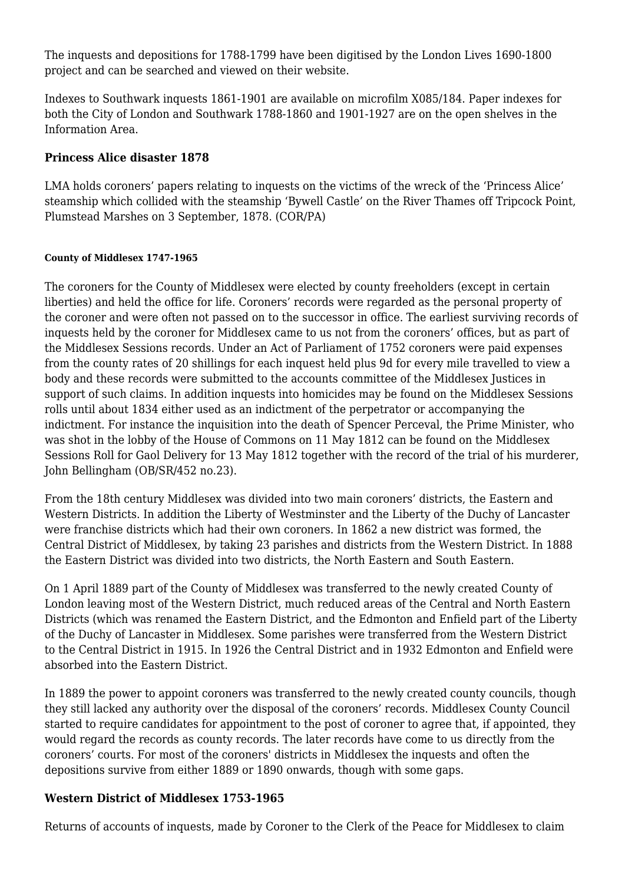The inquests and depositions for 1788-1799 have been digitised by the London Lives 1690-1800 project and can be searched and viewed on their website.

Indexes to Southwark inquests 1861-1901 are available on microfilm X085/184. Paper indexes for both the City of London and Southwark 1788-1860 and 1901-1927 are on the open shelves in the Information Area.

### Princess Alice disaster 1878

LMA holds coroners' papers relating to inquests on the victims of the wreck of the 'Princess Alice' steamship which collided with the steamship 'Bywell Castle' on the River Thames off Tripcock Point, Plumstead Marshes on 3 September, 1878. (COR/PA)

#### County of Middlesex 1747-1965

The coroners for the County of Middlesex were elected by county freeholders (except in certain liberties) and held the office for life. Coroners' records were regarded as the personal property of the coroner and were often not passed on to the successor in office. The earliest surviving records of inquests held by the coroner for Middlesex came to us not from the coroners' offices, but as part of the Middlesex Sessions records. Under an Act of Parliament of 1752 coroners were paid expenses from the county rates of 20 shillings for each inquest held plus 9d for every mile travelled to view a body and these records were submitted to the accounts committee of the Middlesex Justices in support of such claims. In addition inquests into homicides may be found on the Middlesex Sessions rolls until about 1834 either used as an indictment of the perpetrator or accompanying the indictment. For instance the inquisition into the death of Spencer Perceval, the Prime Minister, who was shot in the lobby of the House of Commons on 11 May 1812 can be found on the Middlesex Sessions Roll for Gaol Delivery for 13 May 1812 together with the record of the trial of his murderer, John Bellingham (OB/SR/452 no.23).

From the 18th century Middlesex was divided into two main coroners' districts, the Eastern and Western Districts. In addition the Liberty of Westminster and the Liberty of the Duchy of Lancaster were franchise districts which had their own coroners. In 1862 a new district was formed, the Central District of Middlesex, by taking 23 parishes and districts from the Western District. In 1888 the Eastern District was divided into two districts, the North Eastern and South Eastern.

On 1 April 1889 part of the County of Middlesex was transferred to the newly created County of London leaving most of the Western District, much reduced areas of the Central and North Eastern Districts (which was renamed the Eastern District, and the Edmonton and Enfield part of the Liberty of the Duchy of Lancaster in Middlesex. Some parishes were transferred from the Western District to the Central District in 1915. In 1926 the Central District and in 1932 Edmonton and Enfield were absorbed into the Eastern District.

In 1889 the power to appoint coroners was transferred to the newly created county councils, though they still lacked any authority over the disposal of the coroners' records. Middlesex County Council started to require candidates for appointment to the post of coroner to agree that, if appointed, they would regard the records as county records. The later records have come to us directly from the coroners' courts. For most of the coroners' districts in Middlesex the inquests and often the depositions survive from either 1889 or 1890 onwards, though with some gaps.

### Western District of Middlesex 1753-1965

Returns of accounts of inquests, made by Coroner to the Clerk of the Peace for Middlesex to claim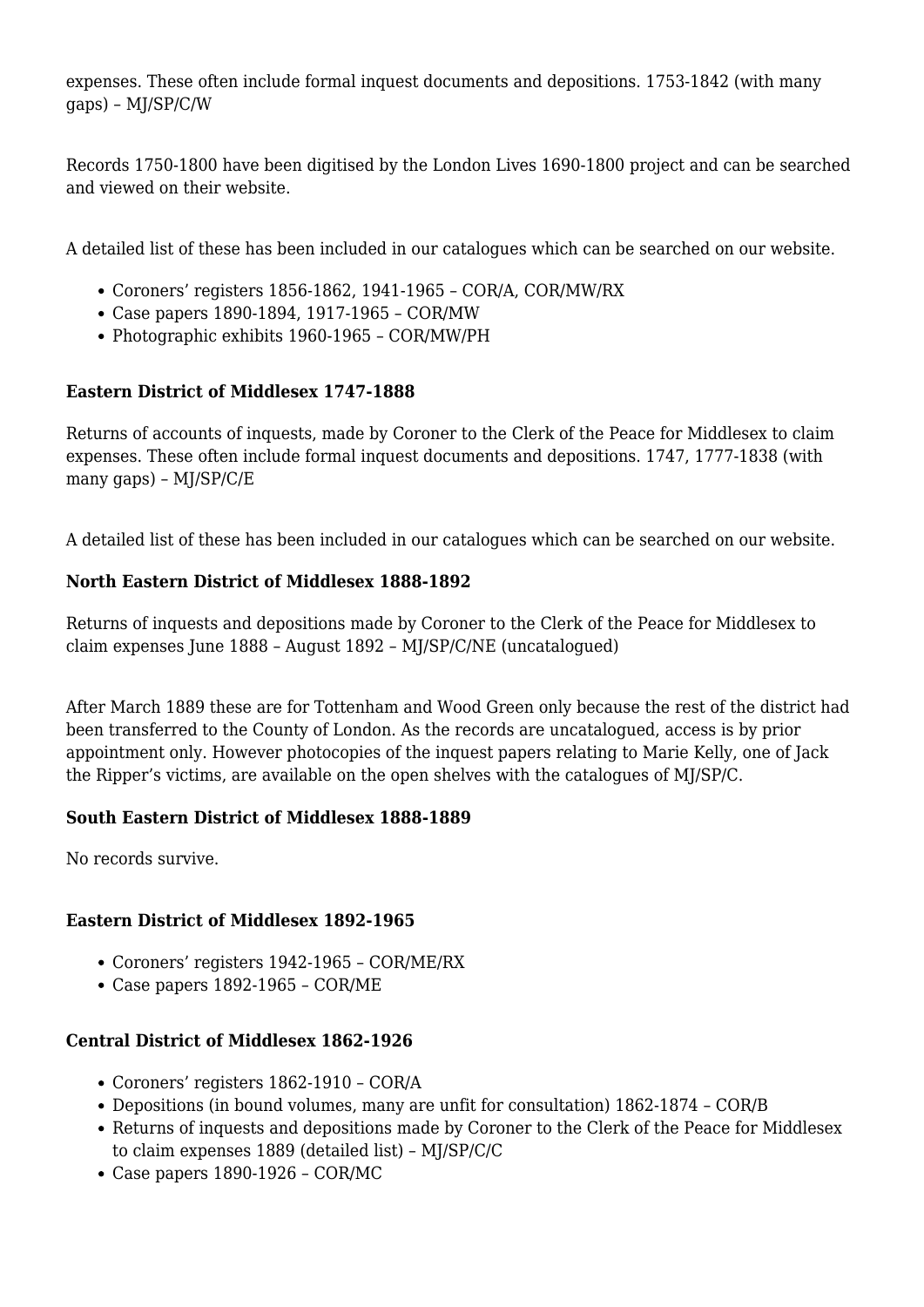expenses. These often include formal inquest documents and depositions. 1753-1842 (with many gaps) – MJ/SP/C/W

Records 1750-1800 have been digitised by the London Lives 1690-1800 project and can be searched and viewed on their website.

A detailed list of these has been included in our catalogues which can be searched on our website.

- Coroners' registers 1856-1862, 1941-1965 – COR/A, COR/MW/RX
- Case papers 1890-1894, 1917-1965 – COR/MW
- Photographic exhibits 1960-1965 – COR/MW/PH

**Eastern District of Middlesex 1747-1888**

Returns of accounts of inquests, made by Coroner to the Clerk of the Peace for Middlesex to claim expenses. These often include formal inquest documents and depositions. 1747, 1777-1838 (with many gaps) – MJ/SP/C/E

A detailed list of these has been included in our catalogues which can be searched on our website.

**North Eastern District of Middlesex 1888-1892**

Returns of inquests and depositions made by Coroner to the Clerk of the Peace for Middlesex to claim expenses June 1888 – August 1892 – MJ/SP/C/NE (uncatalogued)

After March 1889 these are for Tottenham and Wood Green only because the rest of the district had been transferred to the County of London. As the records are uncatalogued, access is by prior appointment only. However photocopies of the inquest papers relating to Marie Kelly, one of Jack the Ripper's victims, are available on the open shelves with the catalogues of MJ/SP/C.

**South Eastern District of Middlesex 1888-1889**

No records survive.

**Eastern District of Middlesex 1892-1965**

- Coroners' registers 1942-1965 – COR/ME/RX
- Case papers 1892-1965 – COR/ME

**Central District of Middlesex 1862-1926**

- Coroners' registers 1862-1910 – COR/A
- Depositions (in bound volumes, many are unfit for consultation) 1862-1874 – COR/B
- Returns of inquests and depositions made by Coroner to the Clerk of the Peace for Middlesex to claim expenses 1889 (detailed list) – MJ/SP/C/C
- Case papers 1890-1926 – COR/MC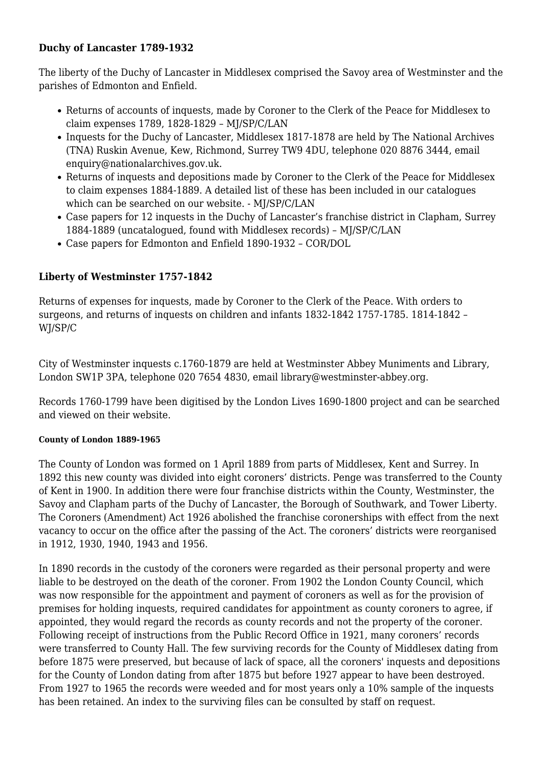### Duchy of Lancaster 1789-1932

The liberty of the Duchy of Lancaster in Middlesex comprised the Savoy area of Westminster and the parishes of Edmonton and Enfield.

- Returns of accounts of inquests, made by Coroner to the Clerk of the Peace for Middlesex to claim expenses 1789, 1828-1829 – MJ/SP/C/LAN
- Inquests for the Duchy of Lancaster, Middlesex 1817-1878 are held by The National Archives (TNA) Ruskin Avenue, Kew, Richmond, Surrey TW9 4DU, telephone 020 8876 3444, email enquiry@nationalarchives.gov.uk.
- Returns of inquests and depositions made by Coroner to the Clerk of the Peace for Middlesex to claim expenses 1884-1889. A detailed list of these has been included in our catalogues which can be searched on our website. - MJ/SP/C/LAN
- Case papers for 12 inquests in the Duchy of Lancaster's franchise district in Clapham, Surrey 1884-1889 (uncatalogued, found with Middlesex records) – MJ/SP/C/LAN
- Case papers for Edmonton and Enfield 1890-1932 – COR/DOL

### Liberty of Westminster 1757-1842

Returns of expenses for inquests, made by Coroner to the Clerk of the Peace. With orders to surgeons, and returns of inquests on children and infants 1832-1842 1757-1785. 1814-1842 – WJ/SP/C

City of Westminster inquests c.1760-1879 are held at Westminster Abbey Muniments and Library, London SW1P 3PA, telephone 020 7654 4830, email library@westminster-abbey.org.

Records 1760-1799 have been digitised by the London Lives 1690-1800 project and can be searched and viewed on their website.

#### County of London 1889-1965

The County of London was formed on 1 April 1889 from parts of Middlesex, Kent and Surrey. In 1892 this new county was divided into eight coroners' districts. Penge was transferred to the County of Kent in 1900. In addition there were four franchise districts within the County, Westminster, the Savoy and Clapham parts of the Duchy of Lancaster, the Borough of Southwark, and Tower Liberty. The Coroners (Amendment) Act 1926 abolished the franchise coronerships with effect from the next vacancy to occur on the office after the passing of the Act. The coroners' districts were reorganised in 1912, 1930, 1940, 1943 and 1956.

In 1890 records in the custody of the coroners were regarded as their personal property and were liable to be destroyed on the death of the coroner. From 1902 the London County Council, which was now responsible for the appointment and payment of coroners as well as for the provision of premises for holding inquests, required candidates for appointment as county coroners to agree, if appointed, they would regard the records as county records and not the property of the coroner. Following receipt of instructions from the Public Record Office in 1921, many coroners' records were transferred to County Hall. The few surviving records for the County of Middlesex dating from before 1875 were preserved, but because of lack of space, all the coroners' inquests and depositions for the County of London dating from after 1875 but before 1927 appear to have been destroyed. From 1927 to 1965 the records were weeded and for most years only a 10% sample of the inquests has been retained. An index to the surviving files can be consulted by staff on request.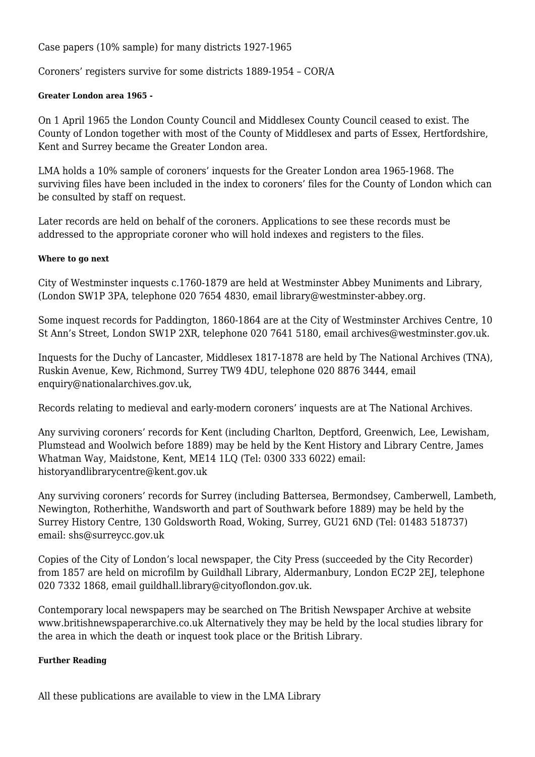Case papers (10% sample) for many districts 1927-1965

Coroners' registers survive for some districts 1889-1954 – COR/A

#### Greater London area 1965 -

On 1 April 1965 the London County Council and Middlesex County Council ceased to exist. The County of London together with most of the County of Middlesex and parts of Essex, Hertfordshire, Kent and Surrey became the Greater London area.

LMA holds a 10% sample of coroners' inquests for the Greater London area 1965-1968. The surviving files have been included in the index to coroners' files for the County of London which can be consulted by staff on request.

Later records are held on behalf of the coroners. Applications to see these records must be addressed to the appropriate coroner who will hold indexes and registers to the files.

#### Where to go next

City of Westminster inquests c.1760-1879 are held at Westminster Abbey Muniments and Library, (London SW1P 3PA, telephone 020 7654 4830, email library@westminster-abbey.org.

Some inquest records for Paddington, 1860-1864 are at the City of Westminster Archives Centre, 10 St Ann's Street, London SW1P 2XR, telephone 020 7641 5180, email archives@westminster.gov.uk.

Inquests for the Duchy of Lancaster, Middlesex 1817-1878 are held by The National Archives (TNA), Ruskin Avenue, Kew, Richmond, Surrey TW9 4DU, telephone 020 8876 3444, email enquiry@nationalarchives.gov.uk,

Records relating to medieval and early-modern coroners' inquests are at The National Archives.

Any surviving coroners' records for Kent (including Charlton, Deptford, Greenwich, Lee, Lewisham, Plumstead and Woolwich before 1889) may be held by the Kent History and Library Centre, James Whatman Way, Maidstone, Kent, ME14 1LQ (Tel: 0300 333 6022) email: historyandlibrarycentre@kent.gov.uk

Any surviving coroners' records for Surrey (including Battersea, Bermondsey, Camberwell, Lambeth, Newington, Rotherhithe, Wandsworth and part of Southwark before 1889) may be held by the Surrey History Centre, 130 Goldsworth Road, Woking, Surrey, GU21 6ND (Tel: 01483 518737) email: shs@surreycc.gov.uk

Copies of the City of London's local newspaper, the City Press (succeeded by the City Recorder) from 1857 are held on microfilm by Guildhall Library, Aldermanbury, London EC2P 2EJ, telephone 020 7332 1868, email guildhall.library@cityoflondon.gov.uk.

Contemporary local newspapers may be searched on The British Newspaper Archive at website www.britishnewspaperarchive.co.uk Alternatively they may be held by the local studies library for the area in which the death or inquest took place or the British Library.

#### Further Reading

All these publications are available to view in the LMA Library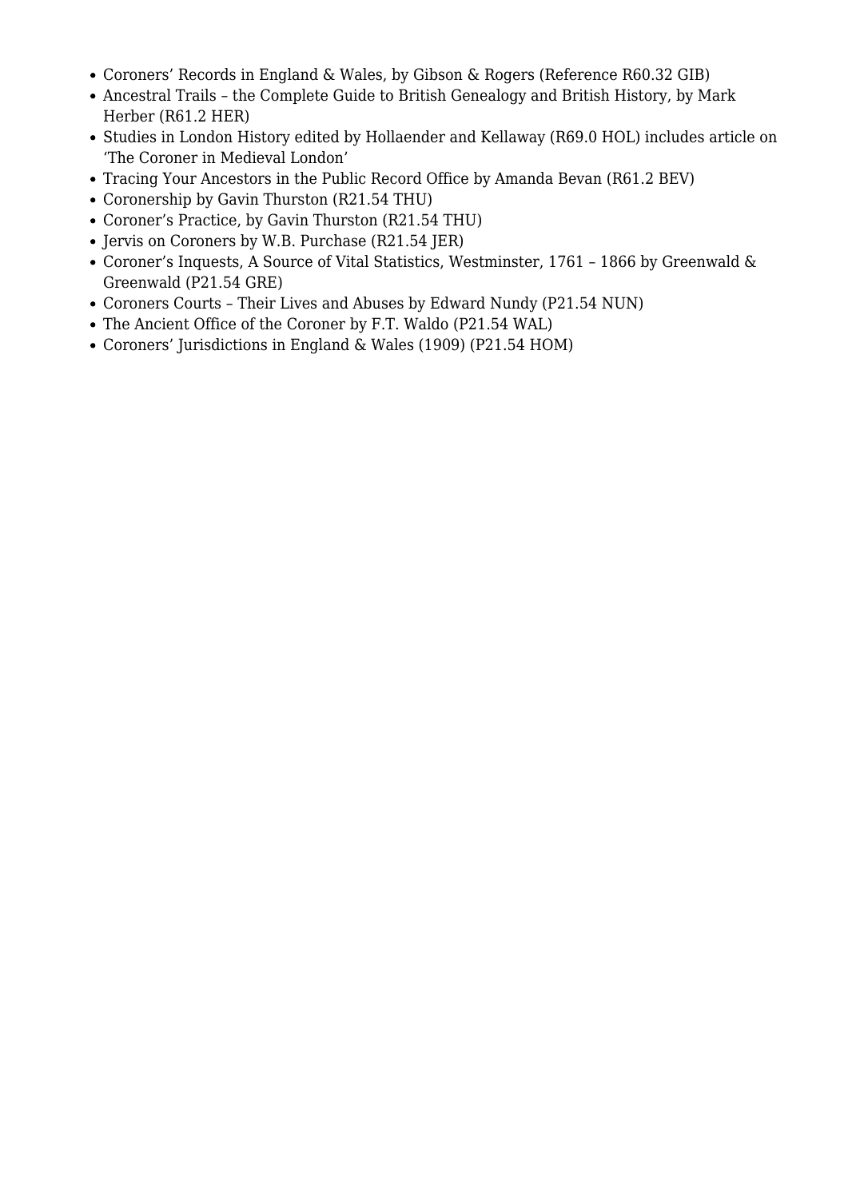- Coroners' Records in England & Wales, by Gibson & Rogers (Reference R60.32 GIB)
- Ancestral Trails – the Complete Guide to British Genealogy and British History, by Mark Herber (R61.2 HER)
- Studies in London History edited by Hollaender and Kellaway (R69.0 HOL) includes article on 'The Coroner in Medieval London'
- Tracing Your Ancestors in the Public Record Office by Amanda Bevan (R61.2 BEV)
- Coronership by Gavin Thurston (R21.54 THU)
- Coroner's Practice, by Gavin Thurston (R21.54 THU)
- Jervis on Coroners by W.B. Purchase (R21.54 JER)
- Coroner's Inquests, A Source of Vital Statistics, Westminster, 1761 – 1866 by Greenwald & Greenwald (P21.54 GRE)
- Coroners Courts – Their Lives and Abuses by Edward Nundy (P21.54 NUN)
- The Ancient Office of the Coroner by F.T. Waldo (P21.54 WAL)
- Coroners' Jurisdictions in England & Wales (1909) (P21.54 HOM)